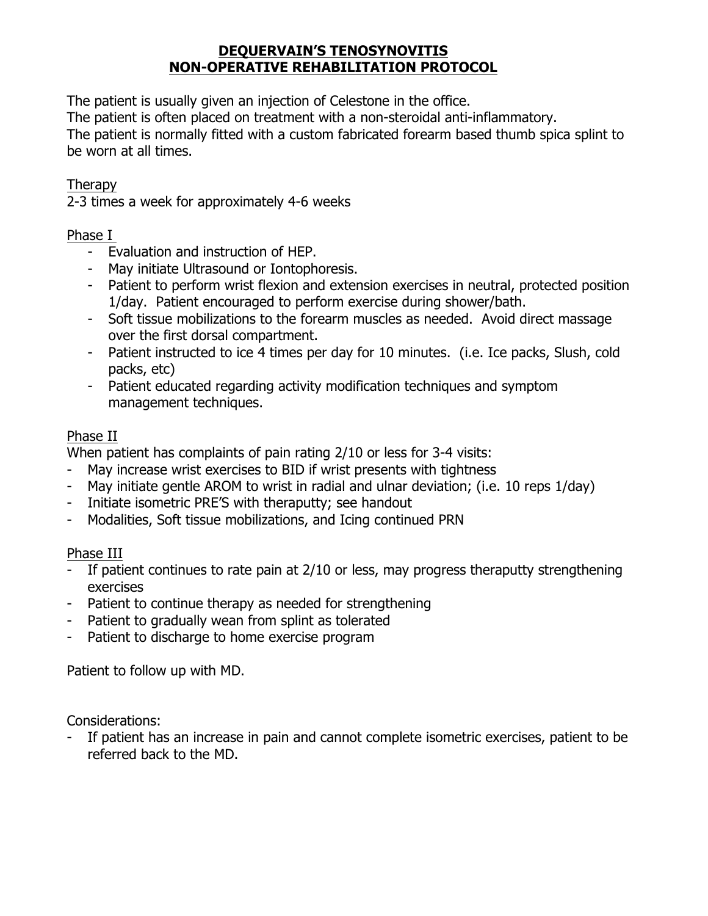# DEQUERVAIN'S TENOSYNOVITIS
# NON-OPERATIVE REHABILITATION PROTOCOL

The patient is usually given an injection of Celestone in the office.
The patient is often placed on treatment with a non-steroidal anti-inflammatory.
The patient is normally fitted with a custom fabricated forearm based thumb spica splint to be worn at all times.

Therapy
2-3 times a week for approximately 4-6 weeks

Phase I
- Evaluation and instruction of HEP.
- May initiate Ultrasound or Iontophoresis.
- Patient to perform wrist flexion and extension exercises in neutral, protected position 1/day. Patient encouraged to perform exercise during shower/bath.
- Soft tissue mobilizations to the forearm muscles as needed. Avoid direct massage over the first dorsal compartment.
- Patient instructed to ice 4 times per day for 10 minutes. (i.e. Ice packs, Slush, cold packs, etc)
- Patient educated regarding activity modification techniques and symptom management techniques.

Phase II
When patient has complaints of pain rating 2/10 or less for 3-4 visits:
- May increase wrist exercises to BID if wrist presents with tightness
- May initiate gentle AROM to wrist in radial and ulnar deviation; (i.e. 10 reps 1/day)
- Initiate isometric PRE'S with theraputty; see handout
- Modalities, Soft tissue mobilizations, and Icing continued PRN

Phase III
- If patient continues to rate pain at 2/10 or less, may progress theraputty strengthening exercises
- Patient to continue therapy as needed for strengthening
- Patient to gradually wean from splint as tolerated
- Patient to discharge to home exercise program

Patient to follow up with MD.

Considerations:
- If patient has an increase in pain and cannot complete isometric exercises, patient to be referred back to the MD.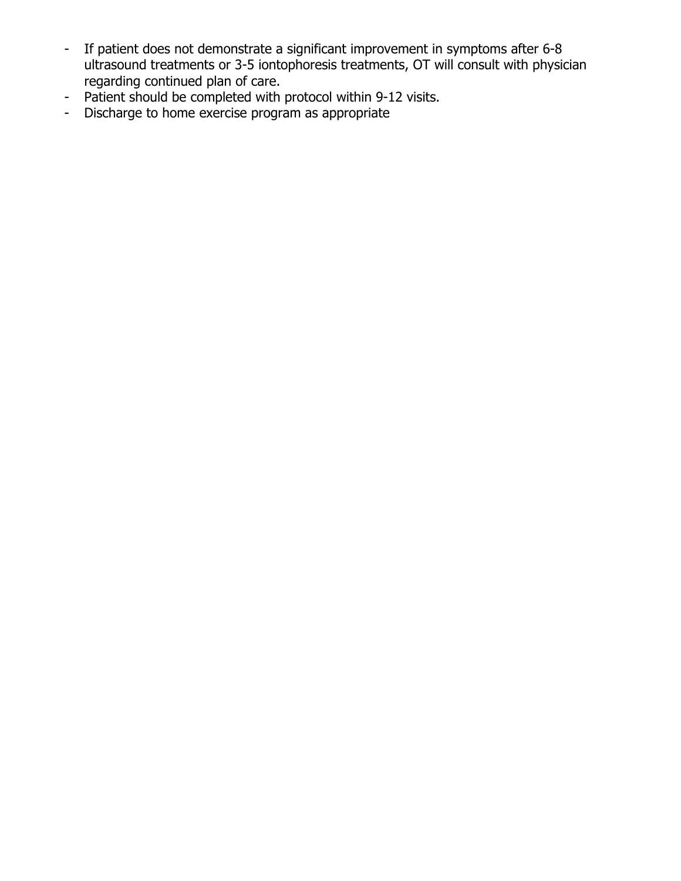- If patient does not demonstrate a significant improvement in symptoms after 6-8 ultrasound treatments or 3-5 iontophoresis treatments, OT will consult with physician regarding continued plan of care.
- Patient should be completed with protocol within 9-12 visits.
- Discharge to home exercise program as appropriate